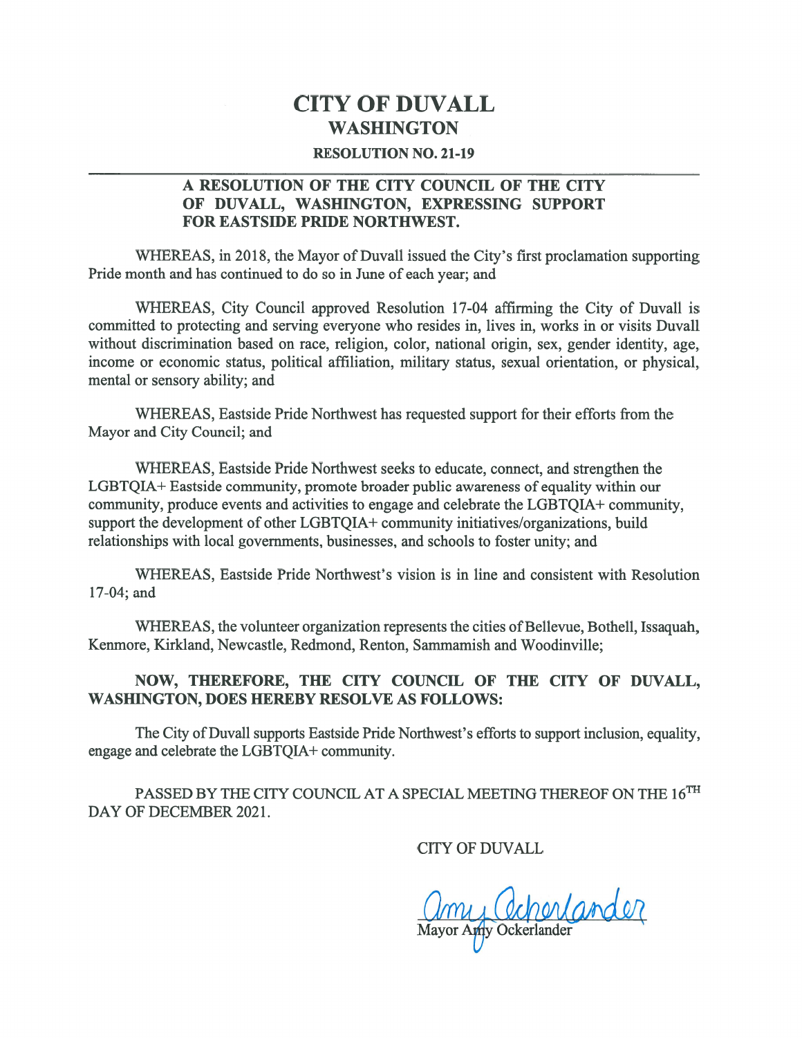# CITY OF DUVALL

## WASHINGTON

### RESOLUTION NO. 21-19

---

**A RESOLUTION OF THE CITY COUNCIL OF THE CITY OF DUVALL, WASHINGTON, EXPRESSING SUPPORT FOR EASTSIDE PRIDE NORTHWEST.**

WHEREAS, in 2018, the Mayor of Duvall issued the City's first proclamation supporting Pride month and has continued to do so in June of each year; and

WHEREAS, City Council approved Resolution 17-04 affirming the City of Duvall is committed to protecting and serving everyone who resides in, lives in, works in or visits Duvall without discrimination based on race, religion, color, national origin, sex, gender identity, age, income or economic status, political affiliation, military status, sexual orientation, or physical, mental or sensory ability; and

WHEREAS, Eastside Pride Northwest has requested support for their efforts from the Mayor and City Council; and

WHEREAS, Eastside Pride Northwest seeks to educate, connect, and strengthen the LGBTQIA+ Eastside community, promote broader public awareness of equality within our community, produce events and activities to engage and celebrate the LGBTQIA+ community, support the development of other LGBTQIA+ community initiatives/organizations, build relationships with local governments, businesses, and schools to foster unity; and

WHEREAS, Eastside Pride Northwest's vision is in line and consistent with Resolution 17-04; and

WHEREAS, the volunteer organization represents the cities of Bellevue, Bothell, Issaquah, Kenmore, Kirkland, Newcastle, Redmond, Renton, Sammamish and Woodinville;

**NOW, THEREFORE, THE CITY COUNCIL OF THE CITY OF DUVALL, WASHINGTON, DOES HEREBY RESOLVE AS FOLLOWS:**

The City of Duvall supports Eastside Pride Northwest's efforts to support inclusion, equality, engage and celebrate the LGBTQIA+ community.

PASSED BY THE CITY COUNCIL AT A SPECIAL MEETING THEREOF ON THE 16TH DAY OF DECEMBER 2021.

CITY OF DUVALL

Amy Ockerlander

Mayor Amy Ockerlander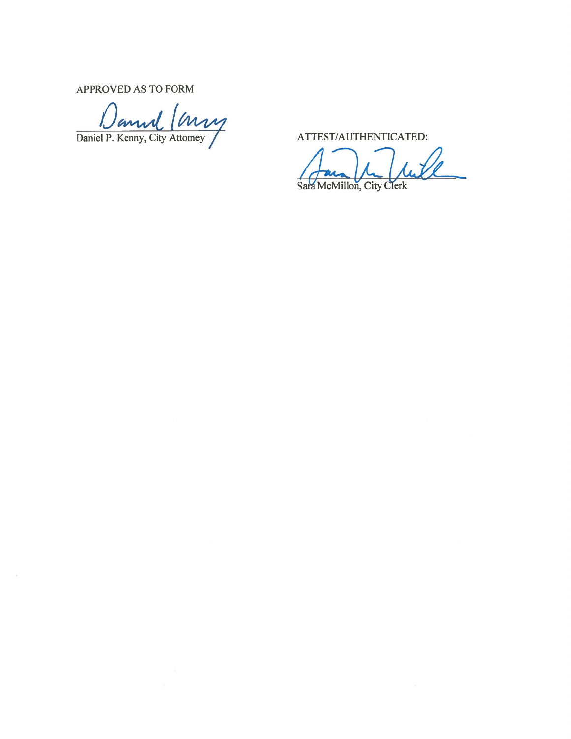APPROVED AS TO FORM

Daniel P. Kenny, City Attorney

ATTEST/AUTHENTICATED:

Sara McMillon, City Clerk